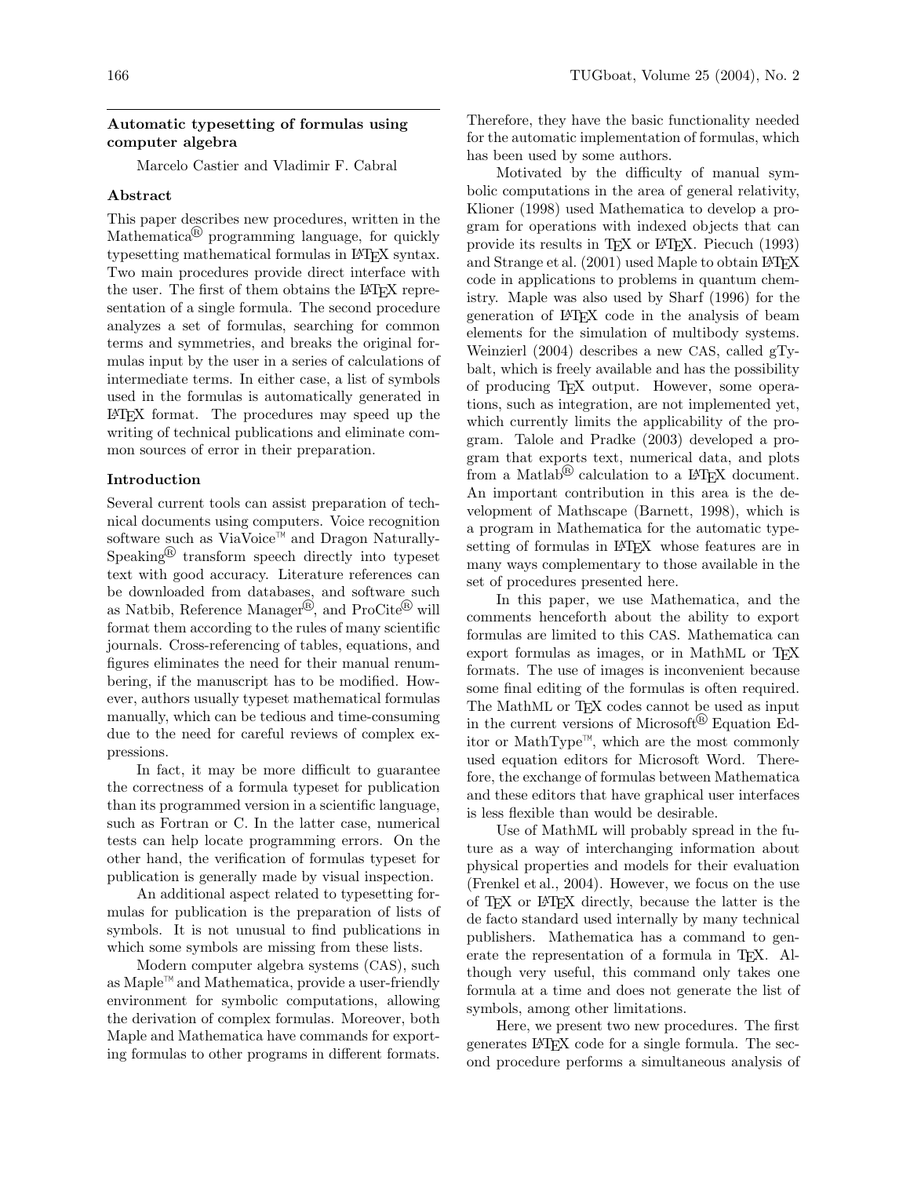# Automatic typesetting of formulas using computer algebra

Marcelo Castier and Vladimir F. Cabral

## Abstract

This paper describes new procedures, written in the Mathematica® programming language, for quickly typesetting mathematical formulas in LaTeX syntax. Two main procedures provide direct interface with the user. The first of them obtains the LaTeX representation of a single formula. The second procedure analyzes a set of formulas, searching for common terms and symmetries, and breaks the original formulas input by the user in a series of calculations of intermediate terms. In either case, a list of symbols used in the formulas is automatically generated in LaTeX format. The procedures may speed up the writing of technical publications and eliminate common sources of error in their preparation.

## Introduction

Several current tools can assist preparation of technical documents using computers. Voice recognition software such as ViaVoice™ and Dragon NaturallySpeaking® transform speech directly into typeset text with good accuracy. Literature references can be downloaded from databases, and software such as Natbib, Reference Manager®, and ProCite® will format them according to the rules of many scientific journals. Cross-referencing of tables, equations, and figures eliminates the need for their manual renumbering, if the manuscript has to be modified. However, authors usually typeset mathematical formulas manually, which can be tedious and time-consuming due to the need for careful reviews of complex expressions.

In fact, it may be more difficult to guarantee the correctness of a formula typeset for publication than its programmed version in a scientific language, such as Fortran or C. In the latter case, numerical tests can help locate programming errors. On the other hand, the verification of formulas typeset for publication is generally made by visual inspection.

An additional aspect related to typesetting formulas for publication is the preparation of lists of symbols. It is not unusual to find publications in which some symbols are missing from these lists.

Modern computer algebra systems (CAS), such as Maple™ and Mathematica, provide a user-friendly environment for symbolic computations, allowing the derivation of complex formulas. Moreover, both Maple and Mathematica have commands for exporting formulas to other programs in different formats. Therefore, they have the basic functionality needed for the automatic implementation of formulas, which has been used by some authors.

Motivated by the difficulty of manual symbolic computations in the area of general relativity, Klioner (1998) used Mathematica to develop a program for operations with indexed objects that can provide its results in TeX or LaTeX. Piecuch (1993) and Strange et al. (2001) used Maple to obtain LaTeX code in applications to problems in quantum chemistry. Maple was also used by Sharf (1996) for the generation of LaTeX code in the analysis of beam elements for the simulation of multibody systems. Weinzierl (2004) describes a new CAS, called gTybalt, which is freely available and has the possibility of producing TeX output. However, some operations, such as integration, are not implemented yet, which currently limits the applicability of the program. Talole and Pradke (2003) developed a program that exports text, numerical data, and plots from a Matlab® calculation to a LaTeX document. An important contribution in this area is the development of Mathscape (Barnett, 1998), which is a program in Mathematica for the automatic typesetting of formulas in LaTeX whose features are in many ways complementary to those available in the set of procedures presented here.

In this paper, we use Mathematica, and the comments henceforth about the ability to export formulas are limited to this CAS. Mathematica can export formulas as images, or in MathML or TeX formats. The use of images is inconvenient because some final editing of the formulas is often required. The MathML or TeX codes cannot be used as input in the current versions of Microsoft® Equation Editor or MathType™, which are the most commonly used equation editors for Microsoft Word. Therefore, the exchange of formulas between Mathematica and these editors that have graphical user interfaces is less flexible than would be desirable.

Use of MathML will probably spread in the future as a way of interchanging information about physical properties and models for their evaluation (Frenkel et al., 2004). However, we focus on the use of TeX or LaTeX directly, because the latter is the de facto standard used internally by many technical publishers. Mathematica has a command to generate the representation of a formula in TeX. Although very useful, this command only takes one formula at a time and does not generate the list of symbols, among other limitations.

Here, we present two new procedures. The first generates LaTeX code for a single formula. The second procedure performs a simultaneous analysis of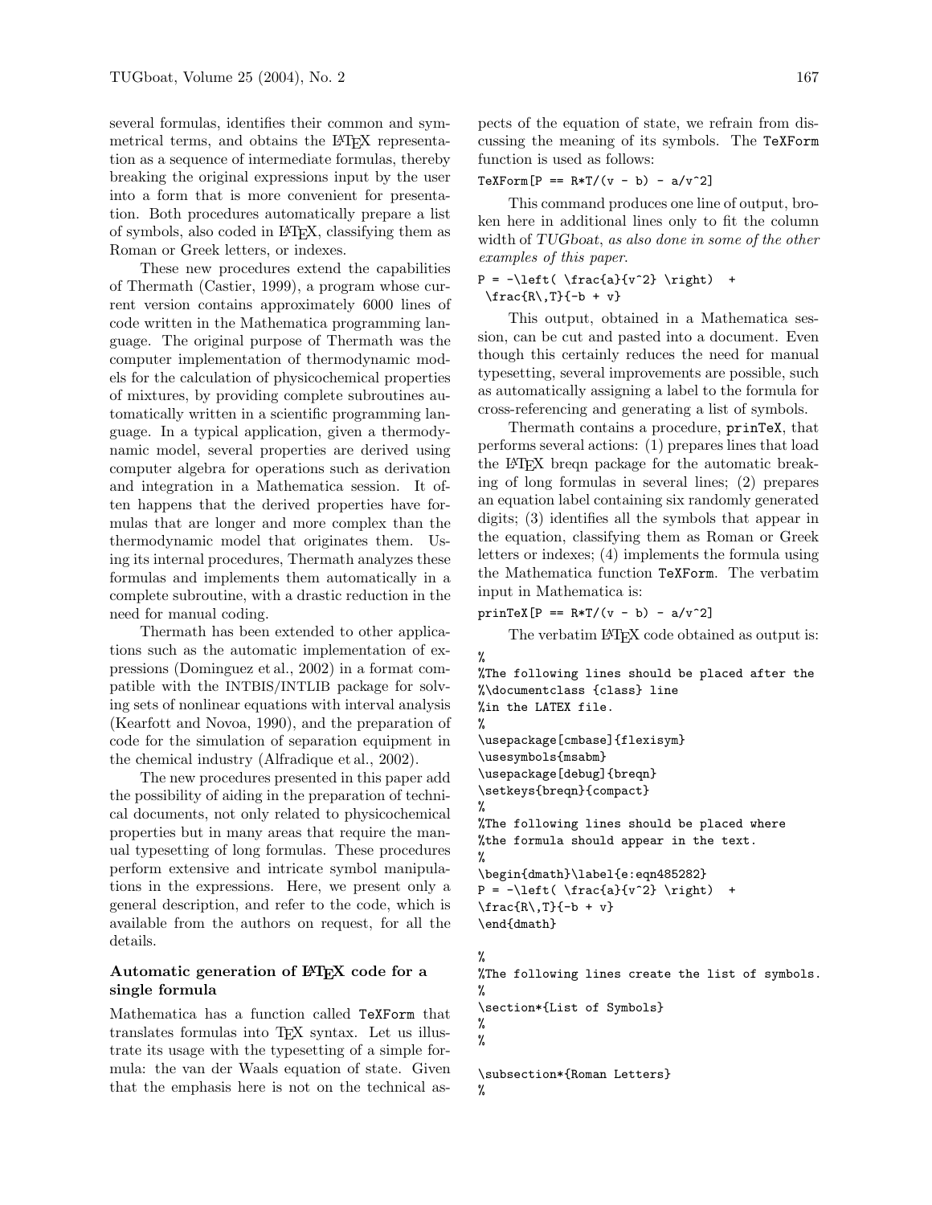several formulas, identifies their common and symmetrical terms, and obtains the LaTeX representation as a sequence of intermediate formulas, thereby breaking the original expressions input by the user into a form that is more convenient for presentation. Both procedures automatically prepare a list of symbols, also coded in LaTeX, classifying them as Roman or Greek letters, or indexes.

These new procedures extend the capabilities of Thermath (Castier, 1999), a program whose current version contains approximately 6000 lines of code written in the Mathematica programming language. The original purpose of Thermath was the computer implementation of thermodynamic models for the calculation of physicochemical properties of mixtures, by providing complete subroutines automatically written in a scientific programming language. In a typical application, given a thermodynamic model, several properties are derived using computer algebra for operations such as derivation and integration in a Mathematica session. It often happens that the derived properties have formulas that are longer and more complex than the thermodynamic model that originates them. Using its internal procedures, Thermath analyzes these formulas and implements them automatically in a complete subroutine, with a drastic reduction in the need for manual coding.

Thermath has been extended to other applications such as the automatic implementation of expressions (Dominguez et al., 2002) in a format compatible with the INTBIS/INTLIB package for solving sets of nonlinear equations with interval analysis (Kearfott and Novoa, 1990), and the preparation of code for the simulation of separation equipment in the chemical industry (Alfradique et al., 2002).

The new procedures presented in this paper add the possibility of aiding in the preparation of technical documents, not only related to physicochemical properties but in many areas that require the manual typesetting of long formulas. These procedures perform extensive and intricate symbol manipulations in the expressions. Here, we present only a general description, and refer to the code, which is available from the authors on request, for all the details.

## Automatic generation of LaTeX code for a single formula

Mathematica has a function called `TeXForm` that translates formulas into TeX syntax. Let us illustrate its usage with the typesetting of a simple formula: the van der Waals equation of state. Given that the emphasis here is not on the technical aspects of the equation of state, we refrain from discussing the meaning of its symbols. The `TeXForm` function is used as follows:

```
TeXForm[P == R*T/(v - b) - a/v^2]
```

This command produces one line of output, broken here in additional lines only to fit the column width of *TUGboat, as also done in some of the other examples of this paper.*

```
P = -\left( \frac{a}{v^2} \right)  +
 \frac{R\,T}{-b + v}
```

This output, obtained in a Mathematica session, can be cut and pasted into a document. Even though this certainly reduces the need for manual typesetting, several improvements are possible, such as automatically assigning a label to the formula for cross-referencing and generating a list of symbols.

Thermath contains a procedure, `prinTeX`, that performs several actions: (1) prepares lines that load the LaTeX breqn package for the automatic breaking of long formulas in several lines; (2) prepares an equation label containing six randomly generated digits; (3) identifies all the symbols that appear in the equation, classifying them as Roman or Greek letters or indexes; (4) implements the formula using the Mathematica function `TeXForm`. The verbatim input in Mathematica is:

```
prinTeX[P == R*T/(v - b) - a/v^2]
```

The verbatim LaTeX code obtained as output is:

```
%
%The following lines should be placed after the
%\documentclass {class} line
%in the LATEX file.
%
\usepackage[cmbase]{flexisym}
\usesymbols{msabm}
\usepackage[debug]{breqn}
\setkeys{breqn}{compact}
%
%The following lines should be placed where
%the formula should appear in the text.
%
\begin{dmath}\label{e:eqn485282}
P = -\left( \frac{a}{v^2} \right)  +
\frac{R\,T}{-b + v}
\end{dmath}

%
%The following lines create the list of symbols.
%
\section*{List of Symbols}
%
%

\subsection*{Roman Letters}
%
```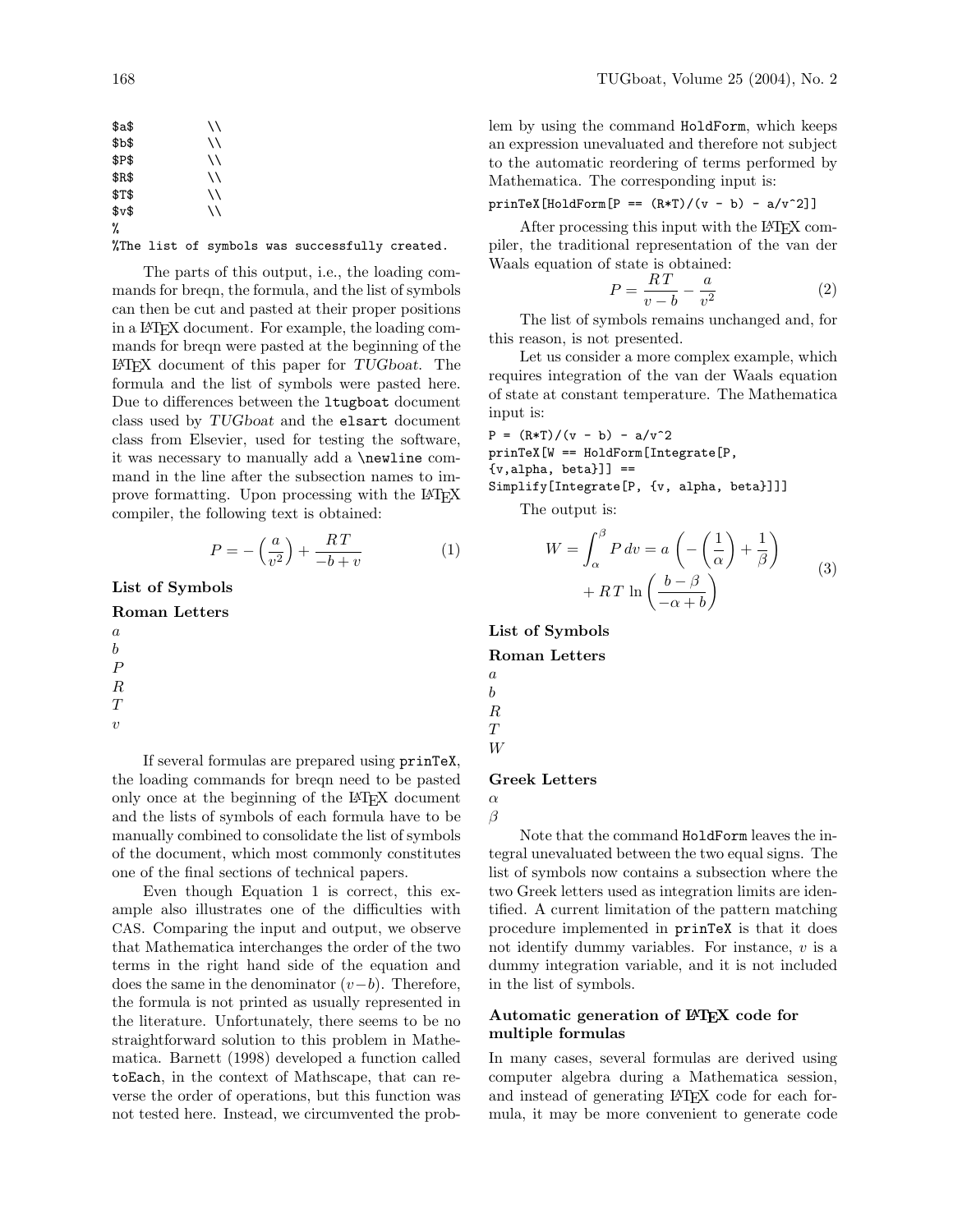```
$a$          \\
$b$          \\
$P$          \\
$R$          \\
$T$          \\
$v$          \\
%
%The list of symbols was successfully created.
```

The parts of this output, i.e., the loading commands for breqn, the formula, and the list of symbols can then be cut and pasted at their proper positions in a LaTeX document. For example, the loading commands for breqn were pasted at the beginning of the LaTeX document of this paper for *TUGboat*. The formula and the list of symbols were pasted here. Due to differences between the `ltugboat` document class used by *TUGboat* and the `elsart` document class from Elsevier, used for testing the software, it was necessary to manually add a `\newline` command in the line after the subsection names to improve formatting. Upon processing with the LaTeX compiler, the following text is obtained:

$$P = -\left(\frac{a}{v^2}\right) + \frac{R\,T}{-b+v} \tag{1}$$

**List of Symbols**

**Roman Letters**

$a$
$b$
$P$
$R$
$T$
$v$

If several formulas are prepared using `prinTeX`, the loading commands for breqn need to be pasted only once at the beginning of the LaTeX document and the lists of symbols of each formula have to be manually combined to consolidate the list of symbols of the document, which most commonly constitutes one of the final sections of technical papers.

Even though Equation 1 is correct, this example also illustrates one of the difficulties with CAS. Comparing the input and output, we observe that Mathematica interchanges the order of the two terms in the right hand side of the equation and does the same in the denominator $(v-b)$. Therefore, the formula is not printed as usually represented in the literature. Unfortunately, there seems to be no straightforward solution to this problem in Mathematica. Barnett (1998) developed a function called `toEach`, in the context of Mathscape, that can reverse the order of operations, but this function was not tested here. Instead, we circumvented the problem by using the command `HoldForm`, which keeps an expression unevaluated and therefore not subject to the automatic reordering of terms performed by Mathematica. The corresponding input is:

```
prinTeX[HoldForm[P == (R*T)/(v - b) - a/v^2]]
```

After processing this input with the LaTeX compiler, the traditional representation of the van der Waals equation of state is obtained:

$$P = \frac{R\,T}{v-b} - \frac{a}{v^2} \tag{2}$$

The list of symbols remains unchanged and, for this reason, is not presented.

Let us consider a more complex example, which requires integration of the van der Waals equation of state at constant temperature. The Mathematica input is:

```
P = (R*T)/(v - b) - a/v^2
prinTeX[W == HoldForm[Integrate[P,
{v,alpha, beta}]] ==
Simplify[Integrate[P, {v, alpha, beta}]]]
```

The output is:

$$\begin{aligned} W = \int_{\alpha}^{\beta} P\,dv = a\left(-\left(\frac{1}{\alpha}\right) + \frac{1}{\beta}\right) \\ + R\,T\,\ln\left(\frac{b-\beta}{-\alpha+b}\right) \end{aligned} \tag{3}$$

**List of Symbols**

**Roman Letters**

$a$
$b$
$R$
$T$
$W$

**Greek Letters**

$\alpha$
$\beta$

Note that the command `HoldForm` leaves the integral unevaluated between the two equal signs. The list of symbols now contains a subsection where the two Greek letters used as integration limits are identified. A current limitation of the pattern matching procedure implemented in `prinTeX` is that it does not identify dummy variables. For instance, $v$ is a dummy integration variable, and it is not included in the list of symbols.

### Automatic generation of LaTeX code for multiple formulas

In many cases, several formulas are derived using computer algebra during a Mathematica session, and instead of generating LaTeX code for each formula, it may be more convenient to generate code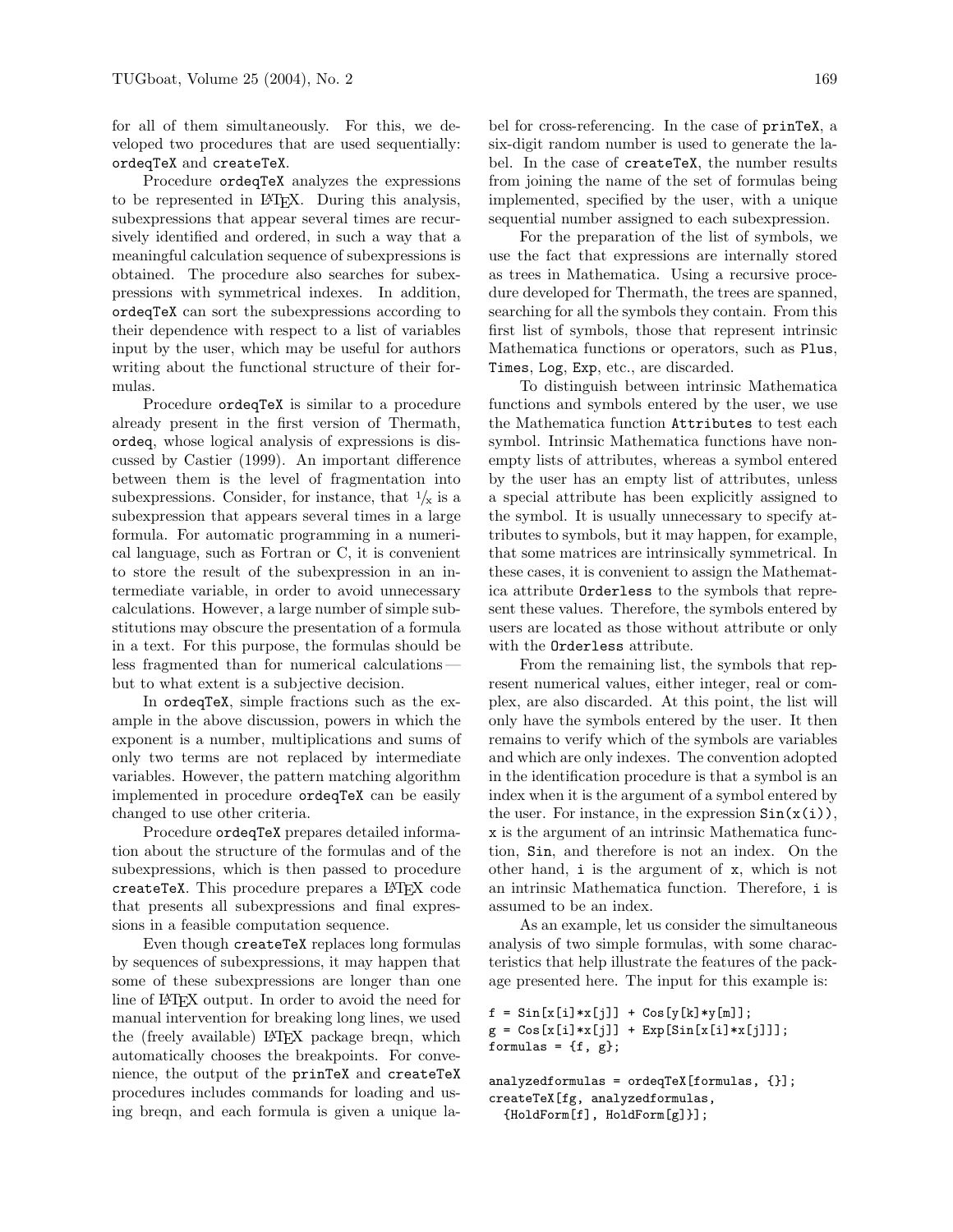for all of them simultaneously. For this, we developed two procedures that are used sequentially: ordeqTeX and createTeX.

Procedure ordeqTeX analyzes the expressions to be represented in LaTeX. During this analysis, subexpressions that appear several times are recursively identified and ordered, in such a way that a meaningful calculation sequence of subexpressions is obtained. The procedure also searches for subexpressions with symmetrical indexes. In addition, ordeqTeX can sort the subexpressions according to their dependence with respect to a list of variables input by the user, which may be useful for authors writing about the functional structure of their formulas.

Procedure ordeqTeX is similar to a procedure already present in the first version of Thermath, ordeq, whose logical analysis of expressions is discussed by Castier (1999). An important difference between them is the level of fragmentation into subexpressions. Consider, for instance, that $^1/_x$ is a subexpression that appears several times in a large formula. For automatic programming in a numerical language, such as Fortran or C, it is convenient to store the result of the subexpression in an intermediate variable, in order to avoid unnecessary calculations. However, a large number of simple substitutions may obscure the presentation of a formula in a text. For this purpose, the formulas should be less fragmented than for numerical calculations — but to what extent is a subjective decision.

In ordeqTeX, simple fractions such as the example in the above discussion, powers in which the exponent is a number, multiplications and sums of only two terms are not replaced by intermediate variables. However, the pattern matching algorithm implemented in procedure ordeqTeX can be easily changed to use other criteria.

Procedure ordeqTeX prepares detailed information about the structure of the formulas and of the subexpressions, which is then passed to procedure createTeX. This procedure prepares a LaTeX code that presents all subexpressions and final expressions in a feasible computation sequence.

Even though createTeX replaces long formulas by sequences of subexpressions, it may happen that some of these subexpressions are longer than one line of LaTeX output. In order to avoid the need for manual intervention for breaking long lines, we used the (freely available) LaTeX package breqn, which automatically chooses the breakpoints. For convenience, the output of the prinTeX and createTeX procedures includes commands for loading and using breqn, and each formula is given a unique label for cross-referencing. In the case of prinTeX, a six-digit random number is used to generate the label. In the case of createTeX, the number results from joining the name of the set of formulas being implemented, specified by the user, with a unique sequential number assigned to each subexpression.

For the preparation of the list of symbols, we use the fact that expressions are internally stored as trees in Mathematica. Using a recursive procedure developed for Thermath, the trees are spanned, searching for all the symbols they contain. From this first list of symbols, those that represent intrinsic Mathematica functions or operators, such as Plus, Times, Log, Exp, etc., are discarded.

To distinguish between intrinsic Mathematica functions and symbols entered by the user, we use the Mathematica function Attributes to test each symbol. Intrinsic Mathematica functions have nonempty lists of attributes, whereas a symbol entered by the user has an empty list of attributes, unless a special attribute has been explicitly assigned to the symbol. It is usually unnecessary to specify attributes to symbols, but it may happen, for example, that some matrices are intrinsically symmetrical. In these cases, it is convenient to assign the Mathematica attribute Orderless to the symbols that represent these values. Therefore, the symbols entered by users are located as those without attribute or only with the Orderless attribute.

From the remaining list, the symbols that represent numerical values, either integer, real or complex, are also discarded. At this point, the list will only have the symbols entered by the user. It then remains to verify which of the symbols are variables and which are only indexes. The convention adopted in the identification procedure is that a symbol is an index when it is the argument of a symbol entered by the user. For instance, in the expression Sin(x(i)), x is the argument of an intrinsic Mathematica function, Sin, and therefore is not an index. On the other hand, i is the argument of x, which is not an intrinsic Mathematica function. Therefore, i is assumed to be an index.

As an example, let us consider the simultaneous analysis of two simple formulas, with some characteristics that help illustrate the features of the package presented here. The input for this example is:

```
f = Sin[x[i]*x[j]] + Cos[y[k]*y[m]];
g = Cos[x[i]*x[j]] + Exp[Sin[x[i]*x[j]]];
formulas = {f, g};

analyzedformulas = ordeqTeX[formulas, {}];
createTeX[fg, analyzedformulas,
  {HoldForm[f], HoldForm[g]}];
```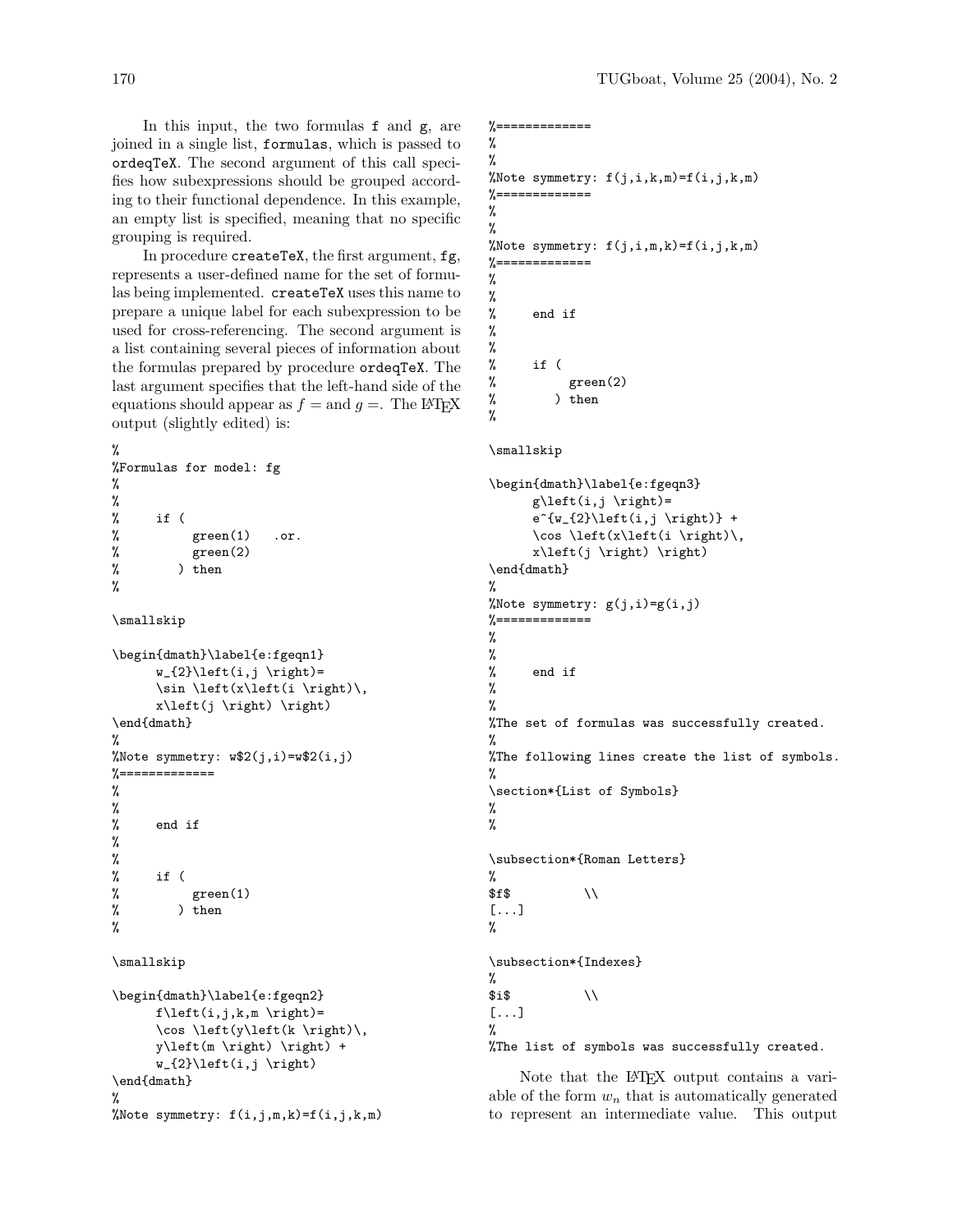In this input, the two formulas `f` and `g`, are joined in a single list, `formulas`, which is passed to `ordeqTeX`. The second argument of this call specifies how subexpressions should be grouped according to their functional dependence. In this example, an empty list is specified, meaning that no specific grouping is required.

In procedure `createTeX`, the first argument, `fg`, represents a user-defined name for the set of formulas being implemented. `createTeX` uses this name to prepare a unique label for each subexpression to be used for cross-referencing. The second argument is a list containing several pieces of information about the formulas prepared by procedure `ordeqTeX`. The last argument specifies that the left-hand side of the equations should appear as $f =$ and $g =$. The LaTeX output (slightly edited) is:

```
%
%Formulas for model: fg
%
%
%     if (
%          green(1)   .or.
%          green(2)
%        ) then
%

\smallskip

\begin{dmath}\label{e:fgeqn1}
      w_{2}\left(i,j \right)=
      \sin \left(x\left(i \right)\,
      x\left(j \right) \right)
\end{dmath}
%
%Note symmetry: w$2(j,i)=w$2(i,j)
%=============
%
%
%     end if
%
%
%     if (
%          green(1)
%        ) then
%

\smallskip

\begin{dmath}\label{e:fgeqn2}
      f\left(i,j,k,m \right)=
      \cos \left(y\left(k \right)\,
      y\left(m \right) \right) +
      w_{2}\left(i,j \right)
\end{dmath}
%
%Note symmetry: f(i,j,m,k)=f(i,j,k,m)
%=============
%
%
%Note symmetry: f(j,i,k,m)=f(i,j,k,m)
%=============
%
%
%Note symmetry: f(j,i,m,k)=f(i,j,k,m)
%=============
%
%
%     end if
%
%
%     if (
%          green(2)
%        ) then
%

\smallskip

\begin{dmath}\label{e:fgeqn3}
      g\left(i,j \right)=
      e^{w_{2}\left(i,j \right)} +
      \cos \left(x\left(i \right)\,
      x\left(j \right) \right)
\end{dmath}
%
%Note symmetry: g(j,i)=g(i,j)
%=============
%
%
%     end if
%
%
%The set of formulas was successfully created.
%
%The following lines create the list of symbols.
%
\section*{List of Symbols}
%
%

\subsection*{Roman Letters}
%
$f$          \\
[...]
%

\subsection*{Indexes}
%
$i$          \\
[...]
%
%The list of symbols was successfully created.
```

Note that the LaTeX output contains a variable of the form $w_n$ that is automatically generated to represent an intermediate value. This output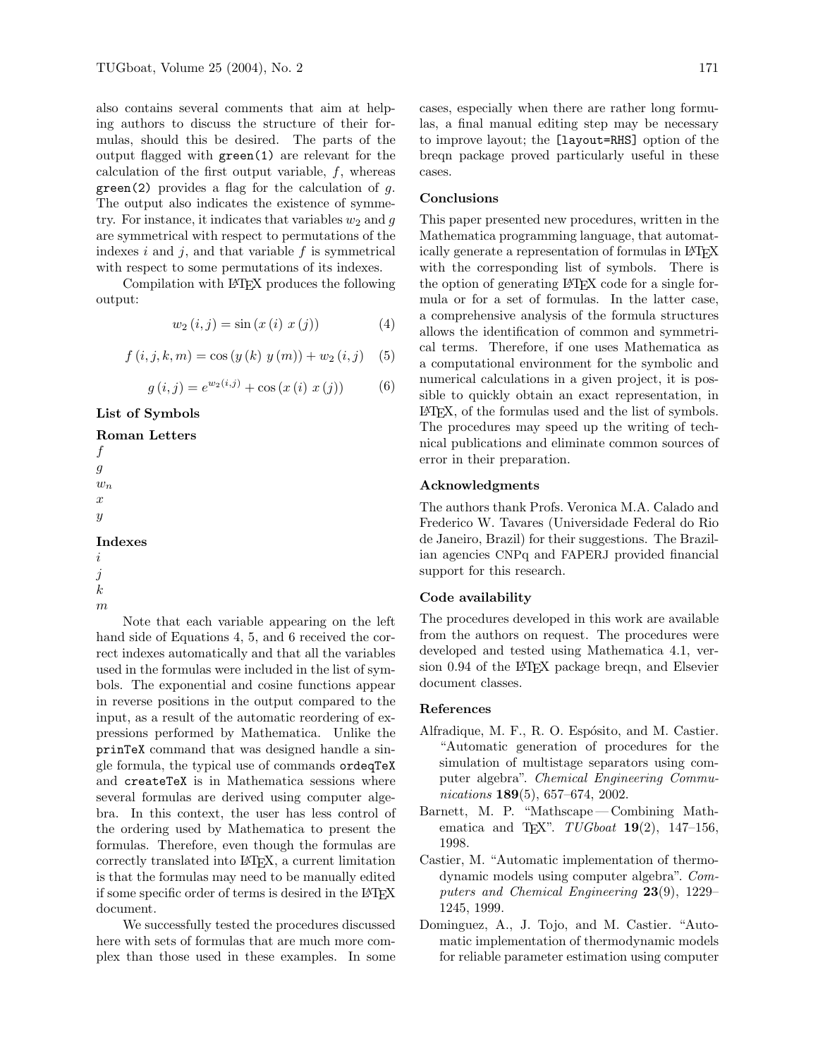also contains several comments that aim at helping authors to discuss the structure of their formulas, should this be desired. The parts of the output flagged with `green(1)` are relevant for the calculation of the first output variable, $f$, whereas `green(2)` provides a flag for the calculation of $g$. The output also indicates the existence of symmetry. For instance, it indicates that variables $w_2$ and $g$ are symmetrical with respect to permutations of the indexes $i$ and $j$, and that variable $f$ is symmetrical with respect to some permutations of its indexes.

Compilation with LaTeX produces the following output:

$$w_2\left(i,j\right) = \sin\left(x\left(i\right)\ x\left(j\right)\right) \tag{4}$$

$$f\left(i,j,k,m\right) = \cos\left(y\left(k\right)\ y\left(m\right)\right) + w_2\left(i,j\right) \tag{5}$$

$$g\left(i,j\right) = e^{w_2(i,j)} + \cos\left(x\left(i\right)\ x\left(j\right)\right) \tag{6}$$

**List of Symbols**

**Roman Letters**

$f$
$g$
$w_n$
$x$
$y$

**Indexes**

$i$
$j$
$k$
$m$

Note that each variable appearing on the left hand side of Equations 4, 5, and 6 received the correct indexes automatically and that all the variables used in the formulas were included in the list of symbols. The exponential and cosine functions appear in reverse positions in the output compared to the input, as a result of the automatic reordering of expressions performed by Mathematica. Unlike the `prinTeX` command that was designed handle a single formula, the typical use of commands `ordeqTeX` and `createTeX` is in Mathematica sessions where several formulas are derived using computer algebra. In this context, the user has less control of the ordering used by Mathematica to present the formulas. Therefore, even though the formulas are correctly translated into LaTeX, a current limitation is that the formulas may need to be manually edited if some specific order of terms is desired in the LaTeX document.

We successfully tested the procedures discussed here with sets of formulas that are much more complex than those used in these examples. In some cases, especially when there are rather long formulas, a final manual editing step may be necessary to improve layout; the `[layout=RHS]` option of the breqn package proved particularly useful in these cases.

## Conclusions

This paper presented new procedures, written in the Mathematica programming language, that automatically generate a representation of formulas in LaTeX with the corresponding list of symbols. There is the option of generating LaTeX code for a single formula or for a set of formulas. In the latter case, a comprehensive analysis of the formula structures allows the identification of common and symmetrical terms. Therefore, if one uses Mathematica as a computational environment for the symbolic and numerical calculations in a given project, it is possible to quickly obtain an exact representation, in LaTeX, of the formulas used and the list of symbols. The procedures may speed up the writing of technical publications and eliminate common sources of error in their preparation.

## Acknowledgments

The authors thank Profs. Veronica M.A. Calado and Frederico W. Tavares (Universidade Federal do Rio de Janeiro, Brazil) for their suggestions. The Brazilian agencies CNPq and FAPERJ provided financial support for this research.

## Code availability

The procedures developed in this work are available from the authors on request. The procedures were developed and tested using Mathematica 4.1, version 0.94 of the LaTeX package breqn, and Elsevier document classes.

## References

Alfradique, M. F., R. O. Espósito, and M. Castier. "Automatic generation of procedures for the simulation of multistage separators using computer algebra". *Chemical Engineering Communications* **189**(5), 657–674, 2002.

Barnett, M. P. "Mathscape — Combining Mathematica and TeX". *TUGboat* **19**(2), 147–156, 1998.

Castier, M. "Automatic implementation of thermodynamic models using computer algebra". *Computers and Chemical Engineering* **23**(9), 1229–1245, 1999.

Dominguez, A., J. Tojo, and M. Castier. "Automatic implementation of thermodynamic models for reliable parameter estimation using computer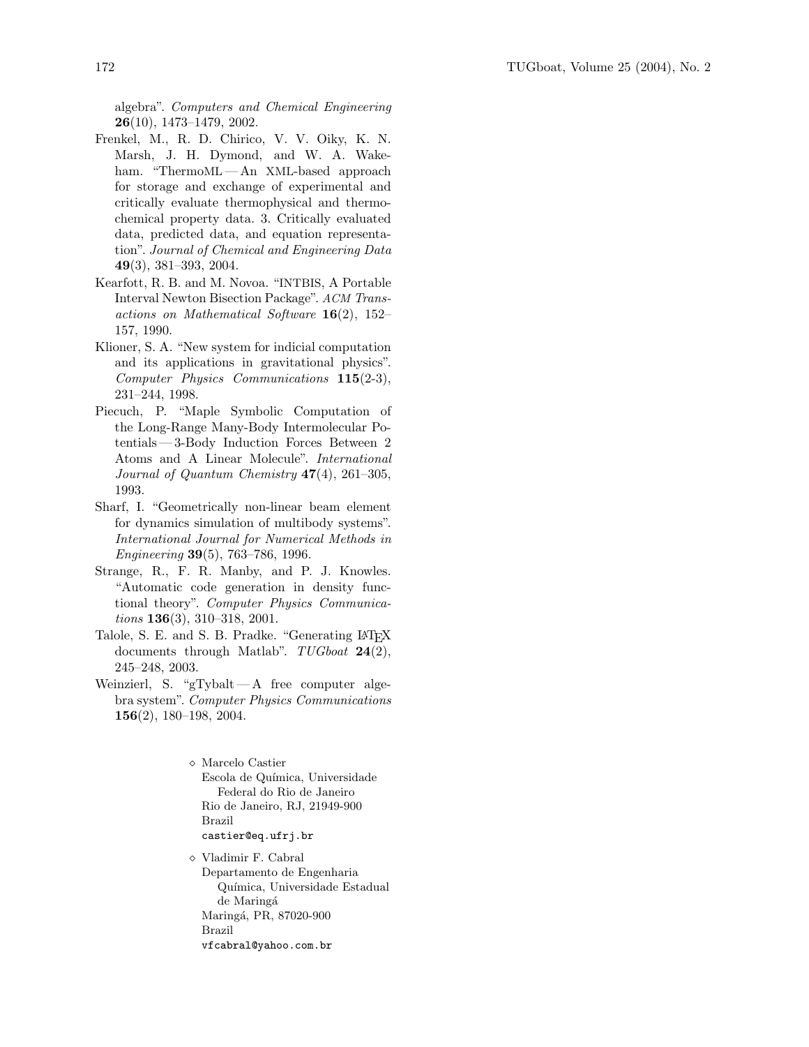algebra". *Computers and Chemical Engineering* **26**(10), 1473–1479, 2002.

Frenkel, M., R. D. Chirico, V. V. Oiky, K. N. Marsh, J. H. Dymond, and W. A. Wakeham. "ThermoML — An XML-based approach for storage and exchange of experimental and critically evaluate thermophysical and thermochemical property data. 3. Critically evaluated data, predicted data, and equation representation". *Journal of Chemical and Engineering Data* **49**(3), 381–393, 2004.

Kearfott, R. B. and M. Novoa. "INTBIS, A Portable Interval Newton Bisection Package". *ACM Transactions on Mathematical Software* **16**(2), 152–157, 1990.

Klioner, S. A. "New system for indicial computation and its applications in gravitational physics". *Computer Physics Communications* **115**(2-3), 231–244, 1998.

Piecuch, P. "Maple Symbolic Computation of the Long-Range Many-Body Intermolecular Potentials — 3-Body Induction Forces Between 2 Atoms and A Linear Molecule". *International Journal of Quantum Chemistry* **47**(4), 261–305, 1993.

Sharf, I. "Geometrically non-linear beam element for dynamics simulation of multibody systems". *International Journal for Numerical Methods in Engineering* **39**(5), 763–786, 1996.

Strange, R., F. R. Manby, and P. J. Knowles. "Automatic code generation in density functional theory". *Computer Physics Communications* **136**(3), 310–318, 2001.

Talole, S. E. and S. B. Pradke. "Generating LaTeX documents through Matlab". *TUGboat* **24**(2), 245–248, 2003.

Weinzierl, S. "gTybalt — A free computer algebra system". *Computer Physics Communications* **156**(2), 180–198, 2004.

⋄ Marcelo Castier
Escola de Química, Universidade Federal do Rio de Janeiro
Rio de Janeiro, RJ, 21949-900
Brazil
castier@eq.ufrj.br

⋄ Vladimir F. Cabral
Departamento de Engenharia Química, Universidade Estadual de Maringá
Maringá, PR, 87020-900
Brazil
vfcabral@yahoo.com.br